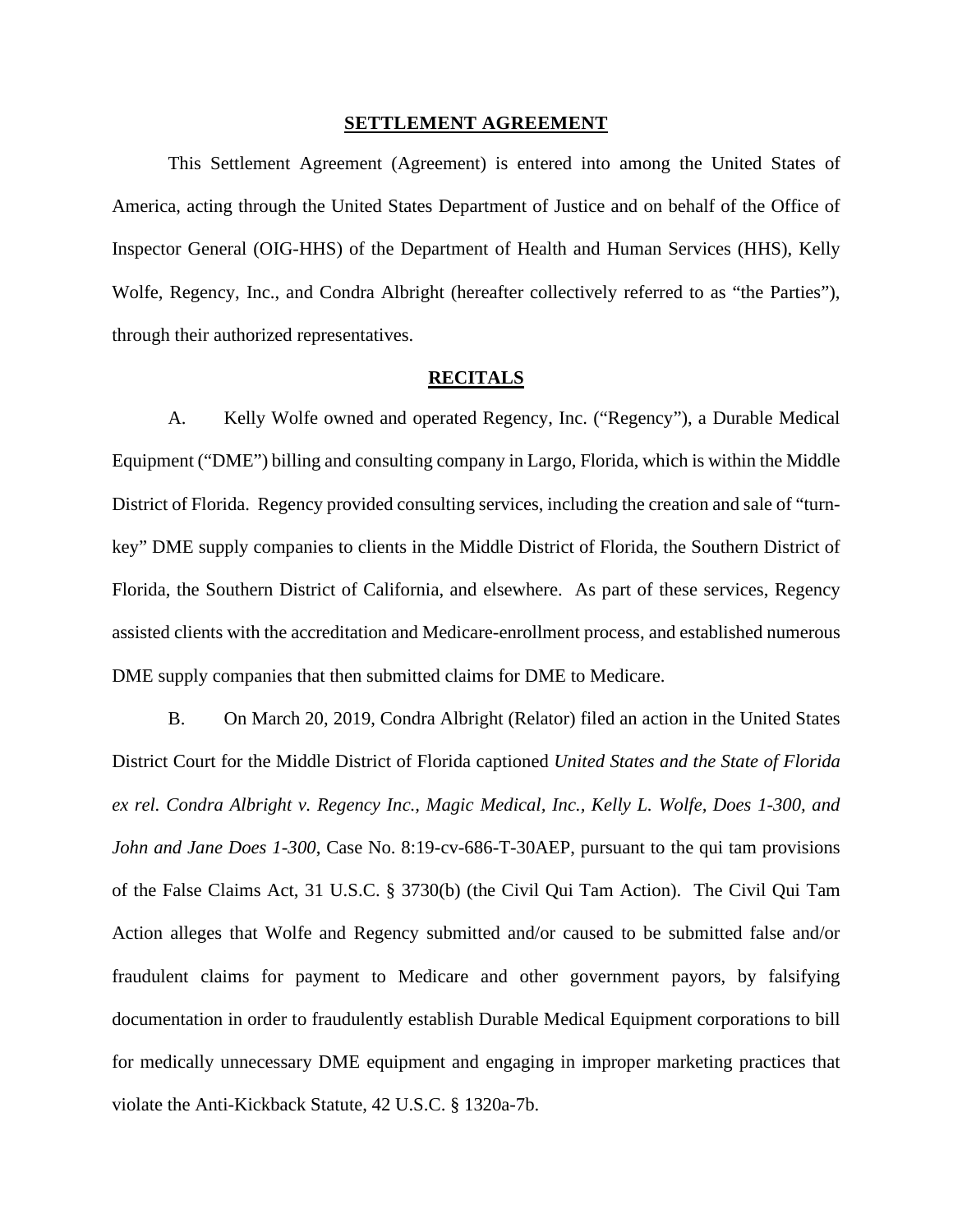# SETTLEMENT AGREEMENT

This Settlement Agreement (Agreement) is entered into among the United States of America, acting through the United States Department of Justice and on behalf of the Office of Inspector General (OIG-HHS) of the Department of Health and Human Services (HHS), Kelly Wolfe, Regency, Inc., and Condra Albright (hereafter collectively referred to as "the Parties"), through their authorized representatives.

## RECITALS

A. Kelly Wolfe owned and operated Regency, Inc. ("Regency"), a Durable Medical Equipment ("DME") billing and consulting company in Largo, Florida, which is within the Middle District of Florida. Regency provided consulting services, including the creation and sale of "turn-key" DME supply companies to clients in the Middle District of Florida, the Southern District of Florida, the Southern District of California, and elsewhere. As part of these services, Regency assisted clients with the accreditation and Medicare-enrollment process, and established numerous DME supply companies that then submitted claims for DME to Medicare.

B. On March 20, 2019, Condra Albright (Relator) filed an action in the United States District Court for the Middle District of Florida captioned *United States and the State of Florida ex rel. Condra Albright v. Regency Inc., Magic Medical, Inc., Kelly L. Wolfe, Does 1-300, and John and Jane Does 1-300*, Case No. 8:19-cv-686-T-30AEP, pursuant to the qui tam provisions of the False Claims Act, 31 U.S.C. § 3730(b) (the Civil Qui Tam Action). The Civil Qui Tam Action alleges that Wolfe and Regency submitted and/or caused to be submitted false and/or fraudulent claims for payment to Medicare and other government payors, by falsifying documentation in order to fraudulently establish Durable Medical Equipment corporations to bill for medically unnecessary DME equipment and engaging in improper marketing practices that violate the Anti-Kickback Statute, 42 U.S.C. § 1320a-7b.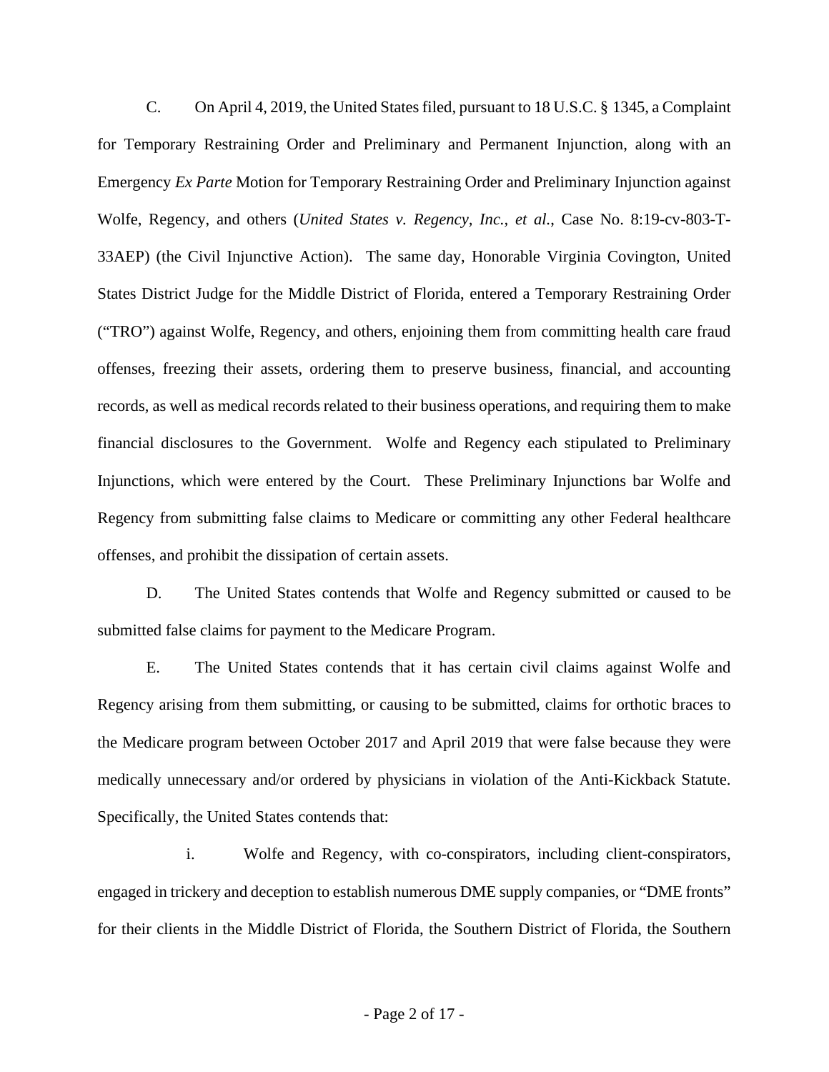C. On April 4, 2019, the United States filed, pursuant to 18 U.S.C. § 1345, a Complaint for Temporary Restraining Order and Preliminary and Permanent Injunction, along with an Emergency *Ex Parte* Motion for Temporary Restraining Order and Preliminary Injunction against Wolfe, Regency, and others (*United States v. Regency, Inc., et al.*, Case No. 8:19-cv-803-T-33AEP) (the Civil Injunctive Action). The same day, Honorable Virginia Covington, United States District Judge for the Middle District of Florida, entered a Temporary Restraining Order ("TRO") against Wolfe, Regency, and others, enjoining them from committing health care fraud offenses, freezing their assets, ordering them to preserve business, financial, and accounting records, as well as medical records related to their business operations, and requiring them to make financial disclosures to the Government. Wolfe and Regency each stipulated to Preliminary Injunctions, which were entered by the Court. These Preliminary Injunctions bar Wolfe and Regency from submitting false claims to Medicare or committing any other Federal healthcare offenses, and prohibit the dissipation of certain assets.

D. The United States contends that Wolfe and Regency submitted or caused to be submitted false claims for payment to the Medicare Program.

E. The United States contends that it has certain civil claims against Wolfe and Regency arising from them submitting, or causing to be submitted, claims for orthotic braces to the Medicare program between October 2017 and April 2019 that were false because they were medically unnecessary and/or ordered by physicians in violation of the Anti-Kickback Statute. Specifically, the United States contends that:

i. Wolfe and Regency, with co-conspirators, including client-conspirators, engaged in trickery and deception to establish numerous DME supply companies, or "DME fronts" for their clients in the Middle District of Florida, the Southern District of Florida, the Southern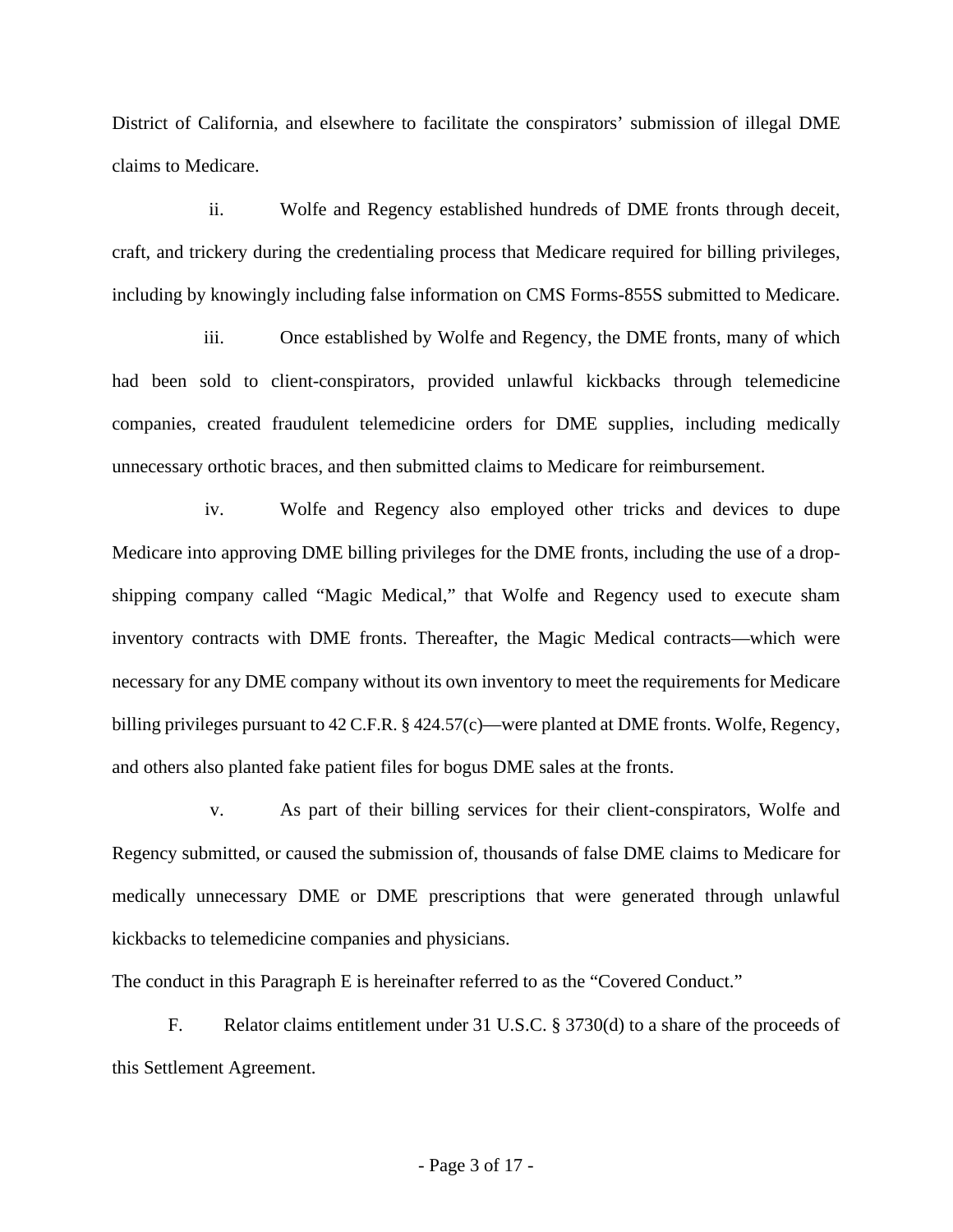District of California, and elsewhere to facilitate the conspirators' submission of illegal DME claims to Medicare.

ii. Wolfe and Regency established hundreds of DME fronts through deceit, craft, and trickery during the credentialing process that Medicare required for billing privileges, including by knowingly including false information on CMS Forms-855S submitted to Medicare.

iii. Once established by Wolfe and Regency, the DME fronts, many of which had been sold to client-conspirators, provided unlawful kickbacks through telemedicine companies, created fraudulent telemedicine orders for DME supplies, including medically unnecessary orthotic braces, and then submitted claims to Medicare for reimbursement.

iv. Wolfe and Regency also employed other tricks and devices to dupe Medicare into approving DME billing privileges for the DME fronts, including the use of a drop-shipping company called "Magic Medical," that Wolfe and Regency used to execute sham inventory contracts with DME fronts. Thereafter, the Magic Medical contracts—which were necessary for any DME company without its own inventory to meet the requirements for Medicare billing privileges pursuant to 42 C.F.R. § 424.57(c)—were planted at DME fronts. Wolfe, Regency, and others also planted fake patient files for bogus DME sales at the fronts.

v. As part of their billing services for their client-conspirators, Wolfe and Regency submitted, or caused the submission of, thousands of false DME claims to Medicare for medically unnecessary DME or DME prescriptions that were generated through unlawful kickbacks to telemedicine companies and physicians.

The conduct in this Paragraph E is hereinafter referred to as the "Covered Conduct."

F. Relator claims entitlement under 31 U.S.C. § 3730(d) to a share of the proceeds of this Settlement Agreement.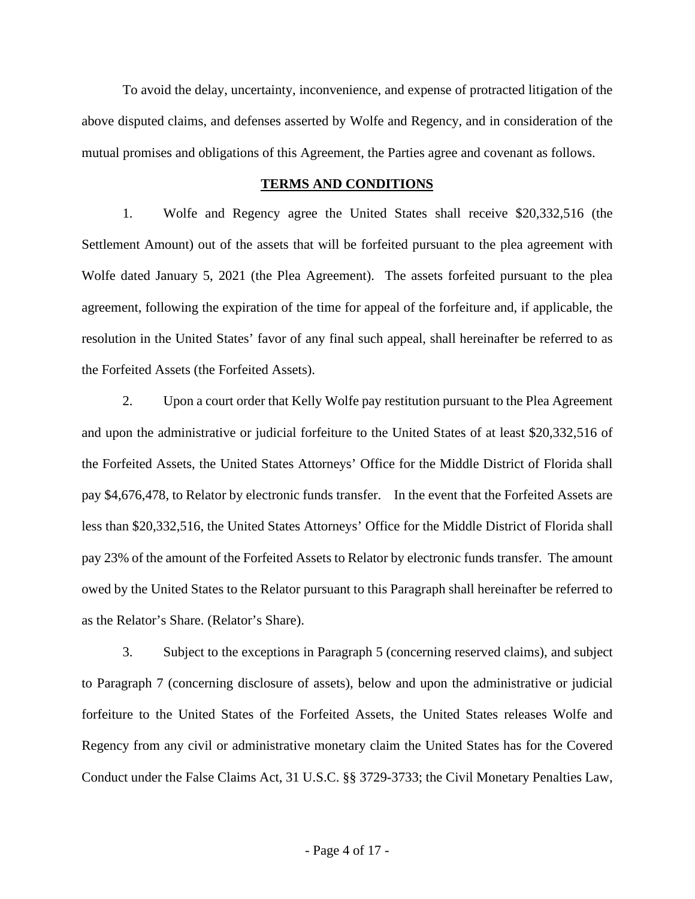To avoid the delay, uncertainty, inconvenience, and expense of protracted litigation of the above disputed claims, and defenses asserted by Wolfe and Regency, and in consideration of the mutual promises and obligations of this Agreement, the Parties agree and covenant as follows.

## TERMS AND CONDITIONS

1. Wolfe and Regency agree the United States shall receive $20,332,516 (the Settlement Amount) out of the assets that will be forfeited pursuant to the plea agreement with Wolfe dated January 5, 2021 (the Plea Agreement). The assets forfeited pursuant to the plea agreement, following the expiration of the time for appeal of the forfeiture and, if applicable, the resolution in the United States' favor of any final such appeal, shall hereinafter be referred to as the Forfeited Assets (the Forfeited Assets).

2. Upon a court order that Kelly Wolfe pay restitution pursuant to the Plea Agreement and upon the administrative or judicial forfeiture to the United States of at least $20,332,516 of the Forfeited Assets, the United States Attorneys' Office for the Middle District of Florida shall pay $4,676,478, to Relator by electronic funds transfer. In the event that the Forfeited Assets are less than $20,332,516, the United States Attorneys' Office for the Middle District of Florida shall pay 23% of the amount of the Forfeited Assets to Relator by electronic funds transfer. The amount owed by the United States to the Relator pursuant to this Paragraph shall hereinafter be referred to as the Relator's Share. (Relator's Share).

3. Subject to the exceptions in Paragraph 5 (concerning reserved claims), and subject to Paragraph 7 (concerning disclosure of assets), below and upon the administrative or judicial forfeiture to the United States of the Forfeited Assets, the United States releases Wolfe and Regency from any civil or administrative monetary claim the United States has for the Covered Conduct under the False Claims Act, 31 U.S.C. §§ 3729-3733; the Civil Monetary Penalties Law,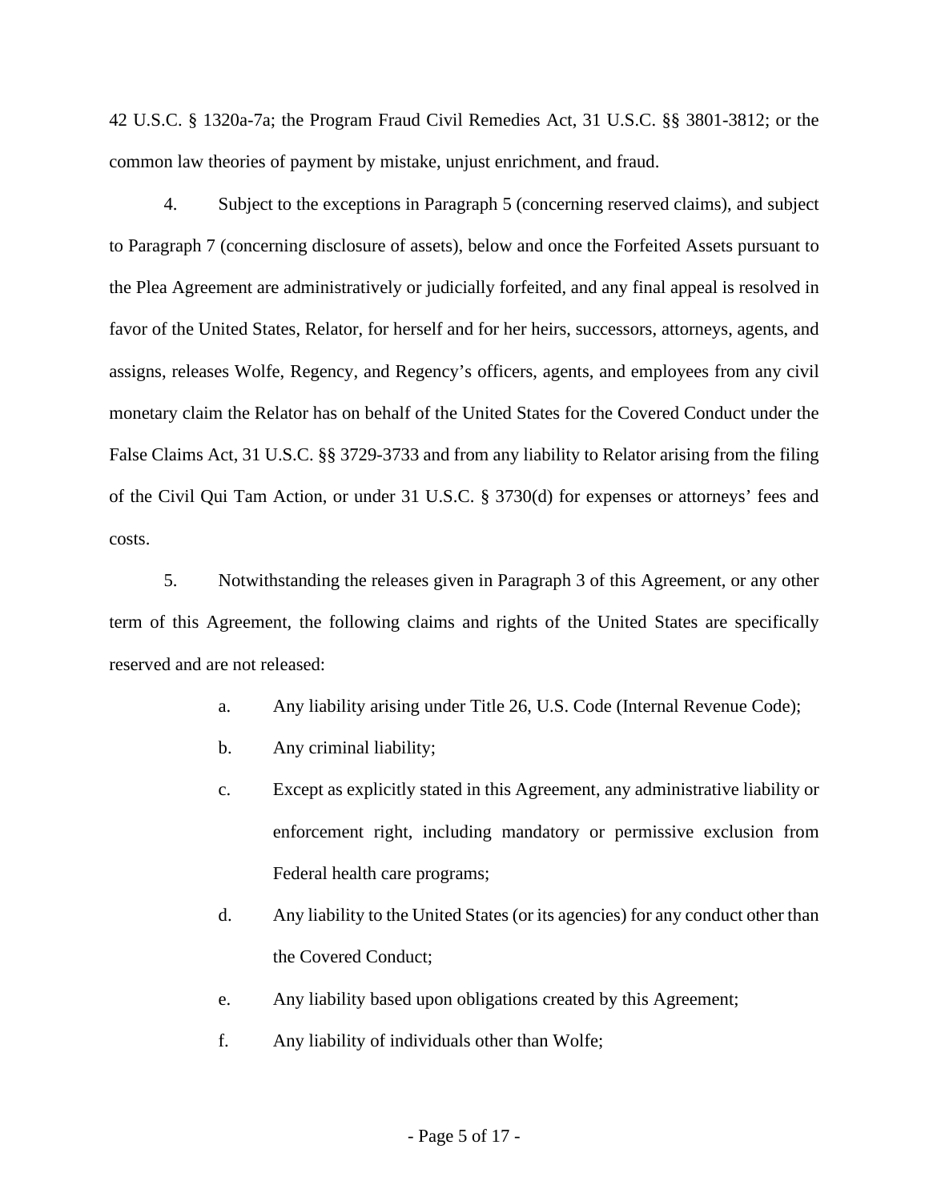42 U.S.C. § 1320a-7a; the Program Fraud Civil Remedies Act, 31 U.S.C. §§ 3801-3812; or the common law theories of payment by mistake, unjust enrichment, and fraud.

4. Subject to the exceptions in Paragraph 5 (concerning reserved claims), and subject to Paragraph 7 (concerning disclosure of assets), below and once the Forfeited Assets pursuant to the Plea Agreement are administratively or judicially forfeited, and any final appeal is resolved in favor of the United States, Relator, for herself and for her heirs, successors, attorneys, agents, and assigns, releases Wolfe, Regency, and Regency's officers, agents, and employees from any civil monetary claim the Relator has on behalf of the United States for the Covered Conduct under the False Claims Act, 31 U.S.C. §§ 3729-3733 and from any liability to Relator arising from the filing of the Civil Qui Tam Action, or under 31 U.S.C. § 3730(d) for expenses or attorneys' fees and costs.

5. Notwithstanding the releases given in Paragraph 3 of this Agreement, or any other term of this Agreement, the following claims and rights of the United States are specifically reserved and are not released:

a. Any liability arising under Title 26, U.S. Code (Internal Revenue Code);

b. Any criminal liability;

c. Except as explicitly stated in this Agreement, any administrative liability or enforcement right, including mandatory or permissive exclusion from Federal health care programs;

d. Any liability to the United States (or its agencies) for any conduct other than the Covered Conduct;

e. Any liability based upon obligations created by this Agreement;

f. Any liability of individuals other than Wolfe;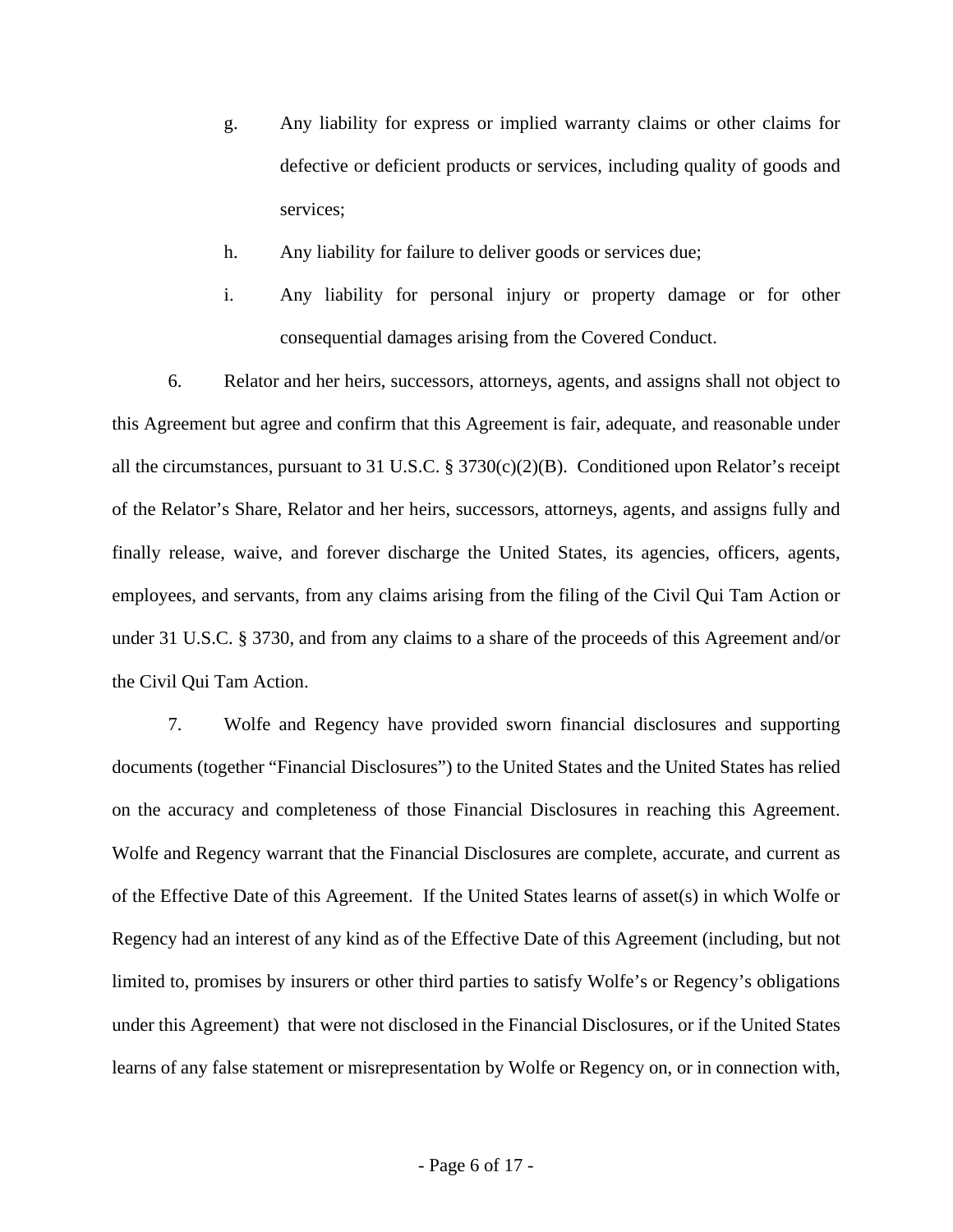g. Any liability for express or implied warranty claims or other claims for defective or deficient products or services, including quality of goods and services;

h. Any liability for failure to deliver goods or services due;

i. Any liability for personal injury or property damage or for other consequential damages arising from the Covered Conduct.

6. Relator and her heirs, successors, attorneys, agents, and assigns shall not object to this Agreement but agree and confirm that this Agreement is fair, adequate, and reasonable under all the circumstances, pursuant to 31 U.S.C. § 3730(c)(2)(B). Conditioned upon Relator's receipt of the Relator's Share, Relator and her heirs, successors, attorneys, agents, and assigns fully and finally release, waive, and forever discharge the United States, its agencies, officers, agents, employees, and servants, from any claims arising from the filing of the Civil Qui Tam Action or under 31 U.S.C. § 3730, and from any claims to a share of the proceeds of this Agreement and/or the Civil Qui Tam Action.

7. Wolfe and Regency have provided sworn financial disclosures and supporting documents (together "Financial Disclosures") to the United States and the United States has relied on the accuracy and completeness of those Financial Disclosures in reaching this Agreement. Wolfe and Regency warrant that the Financial Disclosures are complete, accurate, and current as of the Effective Date of this Agreement. If the United States learns of asset(s) in which Wolfe or Regency had an interest of any kind as of the Effective Date of this Agreement (including, but not limited to, promises by insurers or other third parties to satisfy Wolfe's or Regency's obligations under this Agreement) that were not disclosed in the Financial Disclosures, or if the United States learns of any false statement or misrepresentation by Wolfe or Regency on, or in connection with,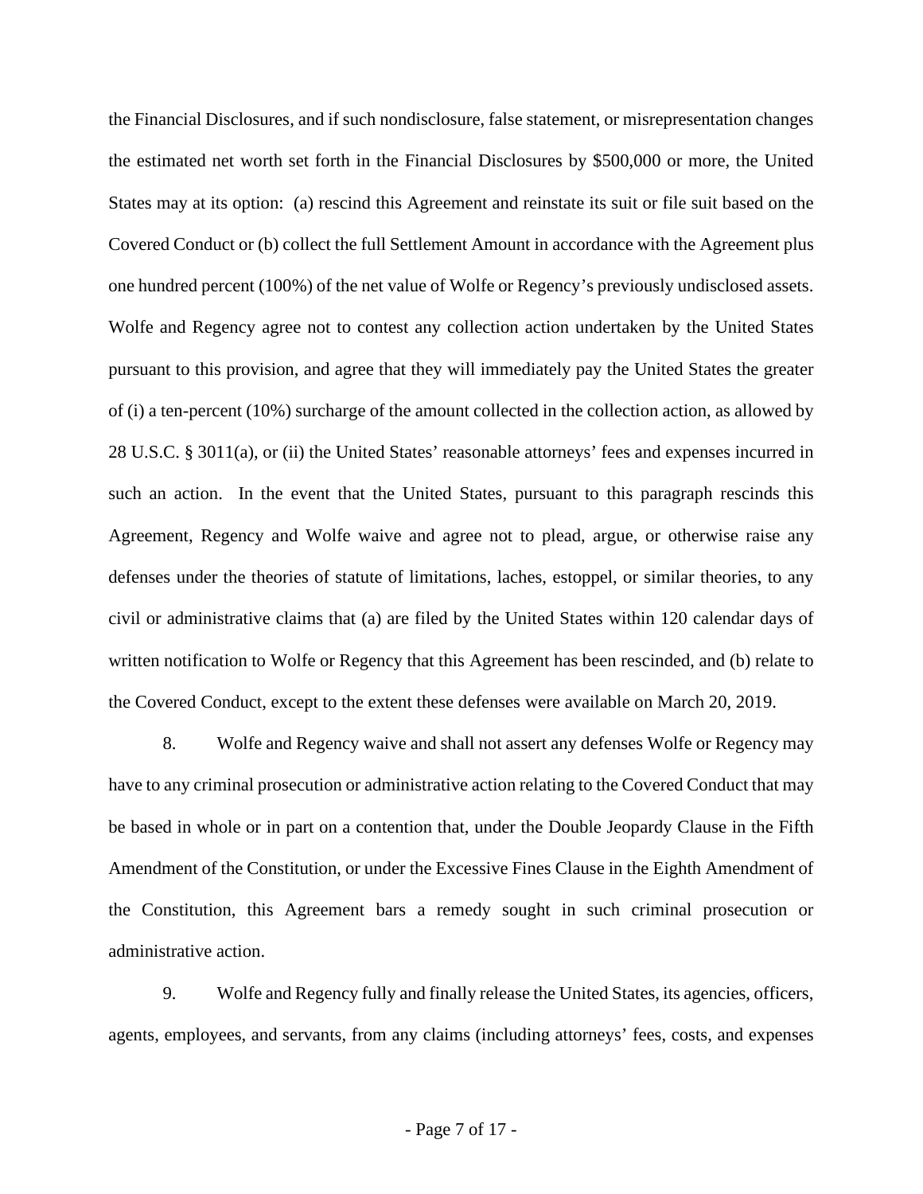the Financial Disclosures, and if such nondisclosure, false statement, or misrepresentation changes the estimated net worth set forth in the Financial Disclosures by $500,000 or more, the United States may at its option: (a) rescind this Agreement and reinstate its suit or file suit based on the Covered Conduct or (b) collect the full Settlement Amount in accordance with the Agreement plus one hundred percent (100%) of the net value of Wolfe or Regency's previously undisclosed assets. Wolfe and Regency agree not to contest any collection action undertaken by the United States pursuant to this provision, and agree that they will immediately pay the United States the greater of (i) a ten-percent (10%) surcharge of the amount collected in the collection action, as allowed by 28 U.S.C. § 3011(a), or (ii) the United States' reasonable attorneys' fees and expenses incurred in such an action. In the event that the United States, pursuant to this paragraph rescinds this Agreement, Regency and Wolfe waive and agree not to plead, argue, or otherwise raise any defenses under the theories of statute of limitations, laches, estoppel, or similar theories, to any civil or administrative claims that (a) are filed by the United States within 120 calendar days of written notification to Wolfe or Regency that this Agreement has been rescinded, and (b) relate to the Covered Conduct, except to the extent these defenses were available on March 20, 2019.

8. Wolfe and Regency waive and shall not assert any defenses Wolfe or Regency may have to any criminal prosecution or administrative action relating to the Covered Conduct that may be based in whole or in part on a contention that, under the Double Jeopardy Clause in the Fifth Amendment of the Constitution, or under the Excessive Fines Clause in the Eighth Amendment of the Constitution, this Agreement bars a remedy sought in such criminal prosecution or administrative action.

9. Wolfe and Regency fully and finally release the United States, its agencies, officers, agents, employees, and servants, from any claims (including attorneys' fees, costs, and expenses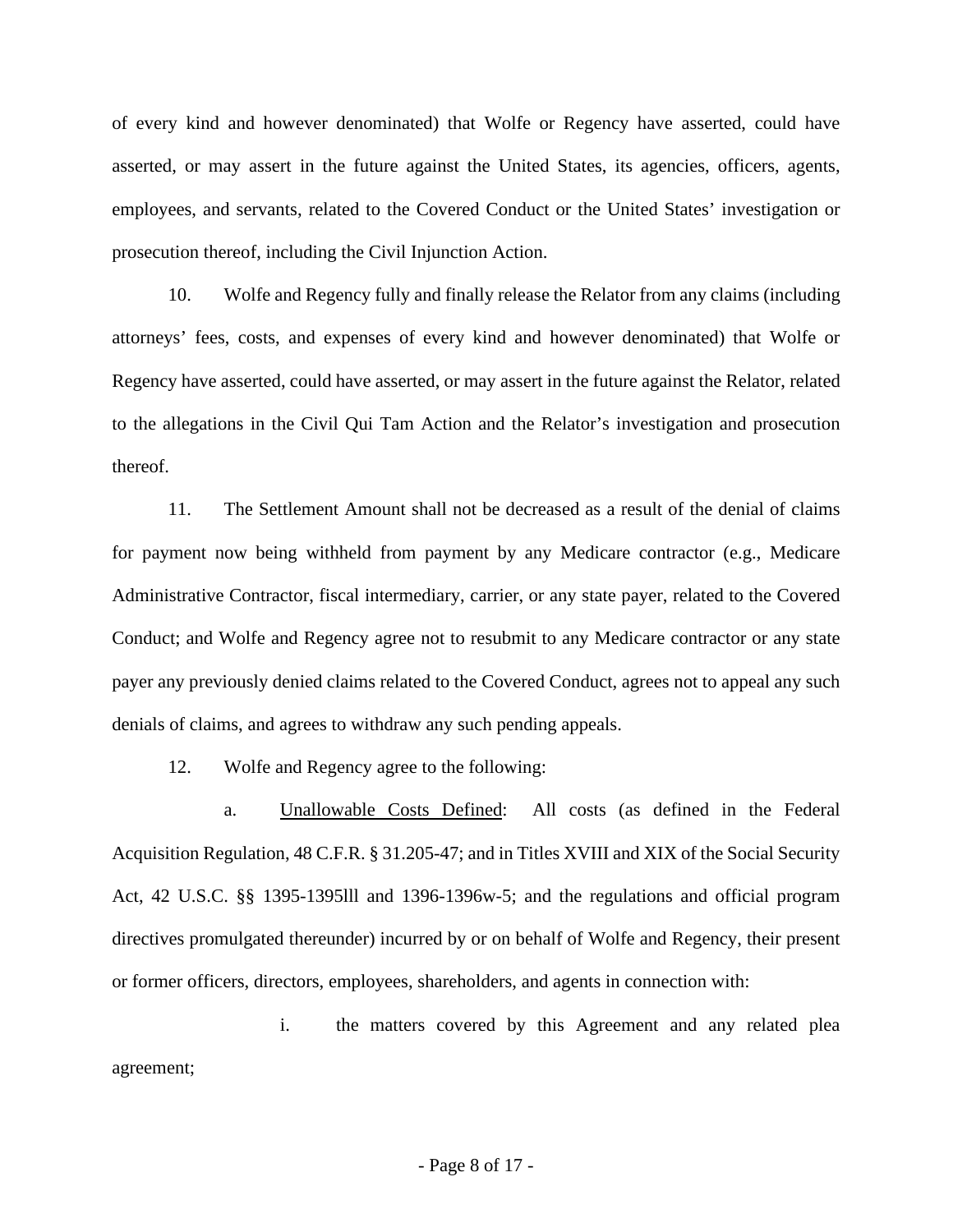of every kind and however denominated) that Wolfe or Regency have asserted, could have asserted, or may assert in the future against the United States, its agencies, officers, agents, employees, and servants, related to the Covered Conduct or the United States' investigation or prosecution thereof, including the Civil Injunction Action.

10. Wolfe and Regency fully and finally release the Relator from any claims (including attorneys' fees, costs, and expenses of every kind and however denominated) that Wolfe or Regency have asserted, could have asserted, or may assert in the future against the Relator, related to the allegations in the Civil Qui Tam Action and the Relator's investigation and prosecution thereof.

11. The Settlement Amount shall not be decreased as a result of the denial of claims for payment now being withheld from payment by any Medicare contractor (e.g., Medicare Administrative Contractor, fiscal intermediary, carrier, or any state payer, related to the Covered Conduct; and Wolfe and Regency agree not to resubmit to any Medicare contractor or any state payer any previously denied claims related to the Covered Conduct, agrees not to appeal any such denials of claims, and agrees to withdraw any such pending appeals.

12. Wolfe and Regency agree to the following:

a. Unallowable Costs Defined: All costs (as defined in the Federal Acquisition Regulation, 48 C.F.R. § 31.205-47; and in Titles XVIII and XIX of the Social Security Act, 42 U.S.C. §§ 1395-1395lll and 1396-1396w-5; and the regulations and official program directives promulgated thereunder) incurred by or on behalf of Wolfe and Regency, their present or former officers, directors, employees, shareholders, and agents in connection with:

i. the matters covered by this Agreement and any related plea agreement;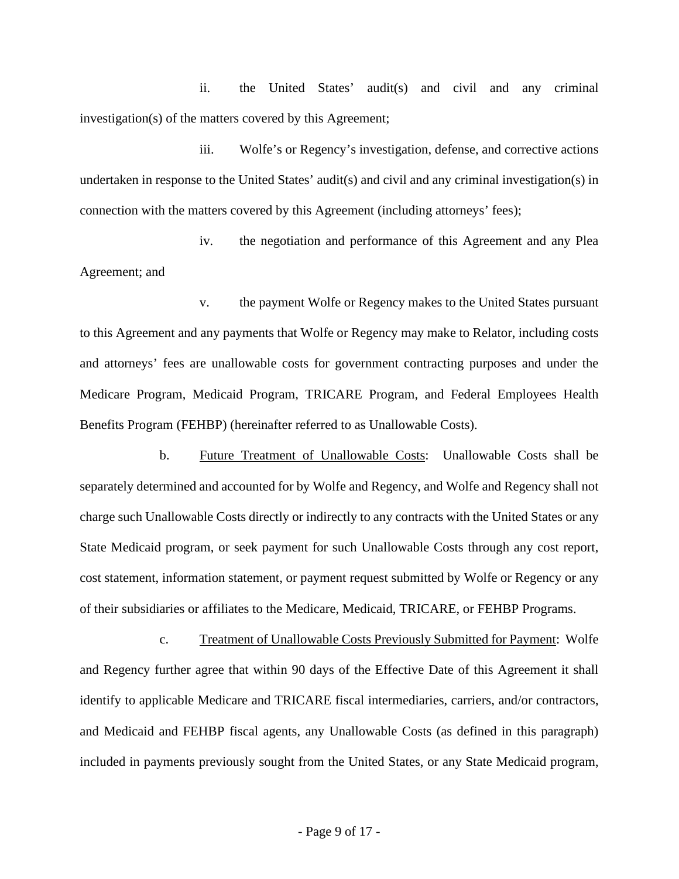ii. the United States' audit(s) and civil and any criminal investigation(s) of the matters covered by this Agreement;

iii. Wolfe's or Regency's investigation, defense, and corrective actions undertaken in response to the United States' audit(s) and civil and any criminal investigation(s) in connection with the matters covered by this Agreement (including attorneys' fees);

iv. the negotiation and performance of this Agreement and any Plea Agreement; and

v. the payment Wolfe or Regency makes to the United States pursuant to this Agreement and any payments that Wolfe or Regency may make to Relator, including costs and attorneys' fees are unallowable costs for government contracting purposes and under the Medicare Program, Medicaid Program, TRICARE Program, and Federal Employees Health Benefits Program (FEHBP) (hereinafter referred to as Unallowable Costs).

b. Future Treatment of Unallowable Costs: Unallowable Costs shall be separately determined and accounted for by Wolfe and Regency, and Wolfe and Regency shall not charge such Unallowable Costs directly or indirectly to any contracts with the United States or any State Medicaid program, or seek payment for such Unallowable Costs through any cost report, cost statement, information statement, or payment request submitted by Wolfe or Regency or any of their subsidiaries or affiliates to the Medicare, Medicaid, TRICARE, or FEHBP Programs.

c. Treatment of Unallowable Costs Previously Submitted for Payment: Wolfe and Regency further agree that within 90 days of the Effective Date of this Agreement it shall identify to applicable Medicare and TRICARE fiscal intermediaries, carriers, and/or contractors, and Medicaid and FEHBP fiscal agents, any Unallowable Costs (as defined in this paragraph) included in payments previously sought from the United States, or any State Medicaid program,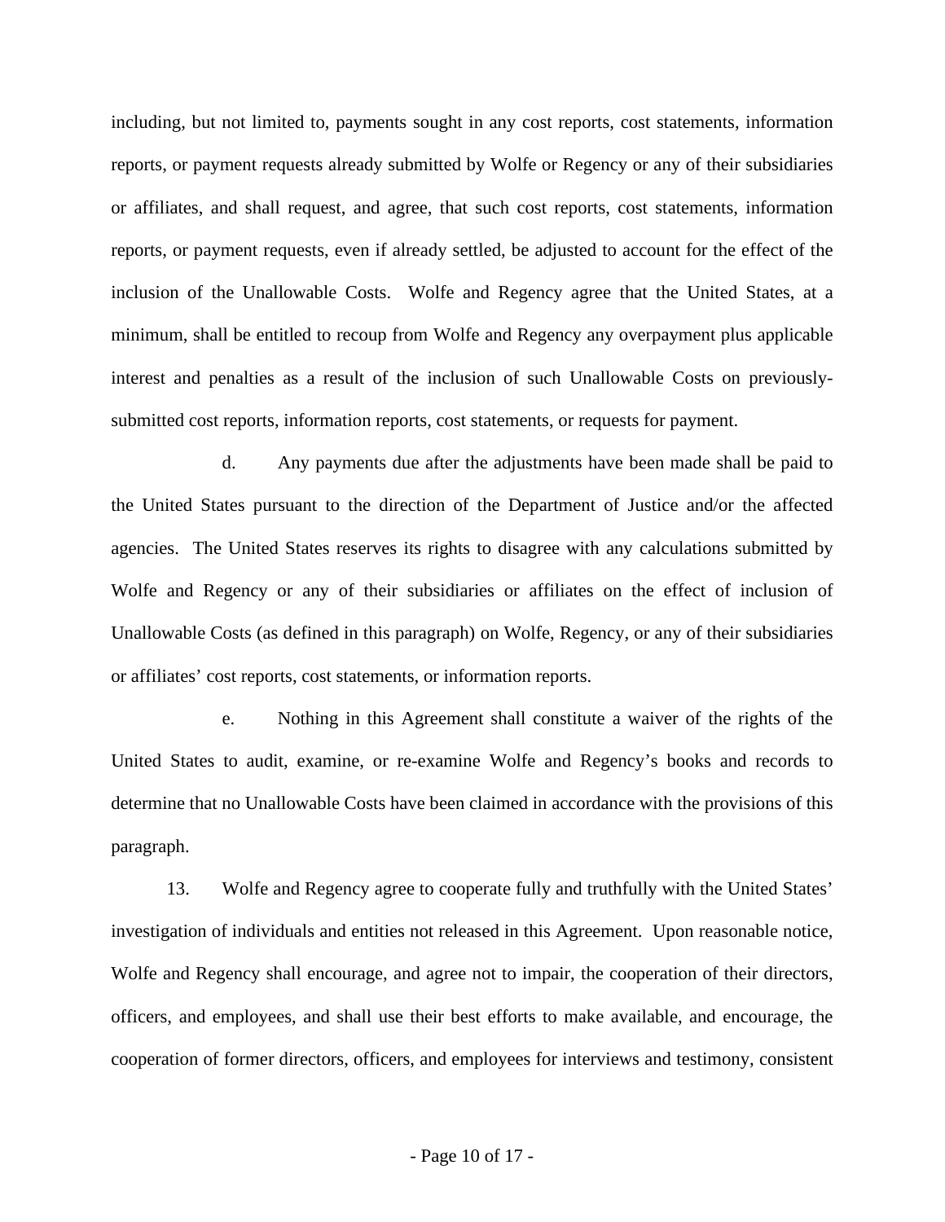including, but not limited to, payments sought in any cost reports, cost statements, information reports, or payment requests already submitted by Wolfe or Regency or any of their subsidiaries or affiliates, and shall request, and agree, that such cost reports, cost statements, information reports, or payment requests, even if already settled, be adjusted to account for the effect of the inclusion of the Unallowable Costs. Wolfe and Regency agree that the United States, at a minimum, shall be entitled to recoup from Wolfe and Regency any overpayment plus applicable interest and penalties as a result of the inclusion of such Unallowable Costs on previously-submitted cost reports, information reports, cost statements, or requests for payment.

d. Any payments due after the adjustments have been made shall be paid to the United States pursuant to the direction of the Department of Justice and/or the affected agencies. The United States reserves its rights to disagree with any calculations submitted by Wolfe and Regency or any of their subsidiaries or affiliates on the effect of inclusion of Unallowable Costs (as defined in this paragraph) on Wolfe, Regency, or any of their subsidiaries or affiliates' cost reports, cost statements, or information reports.

e. Nothing in this Agreement shall constitute a waiver of the rights of the United States to audit, examine, or re-examine Wolfe and Regency's books and records to determine that no Unallowable Costs have been claimed in accordance with the provisions of this paragraph.

13. Wolfe and Regency agree to cooperate fully and truthfully with the United States' investigation of individuals and entities not released in this Agreement. Upon reasonable notice, Wolfe and Regency shall encourage, and agree not to impair, the cooperation of their directors, officers, and employees, and shall use their best efforts to make available, and encourage, the cooperation of former directors, officers, and employees for interviews and testimony, consistent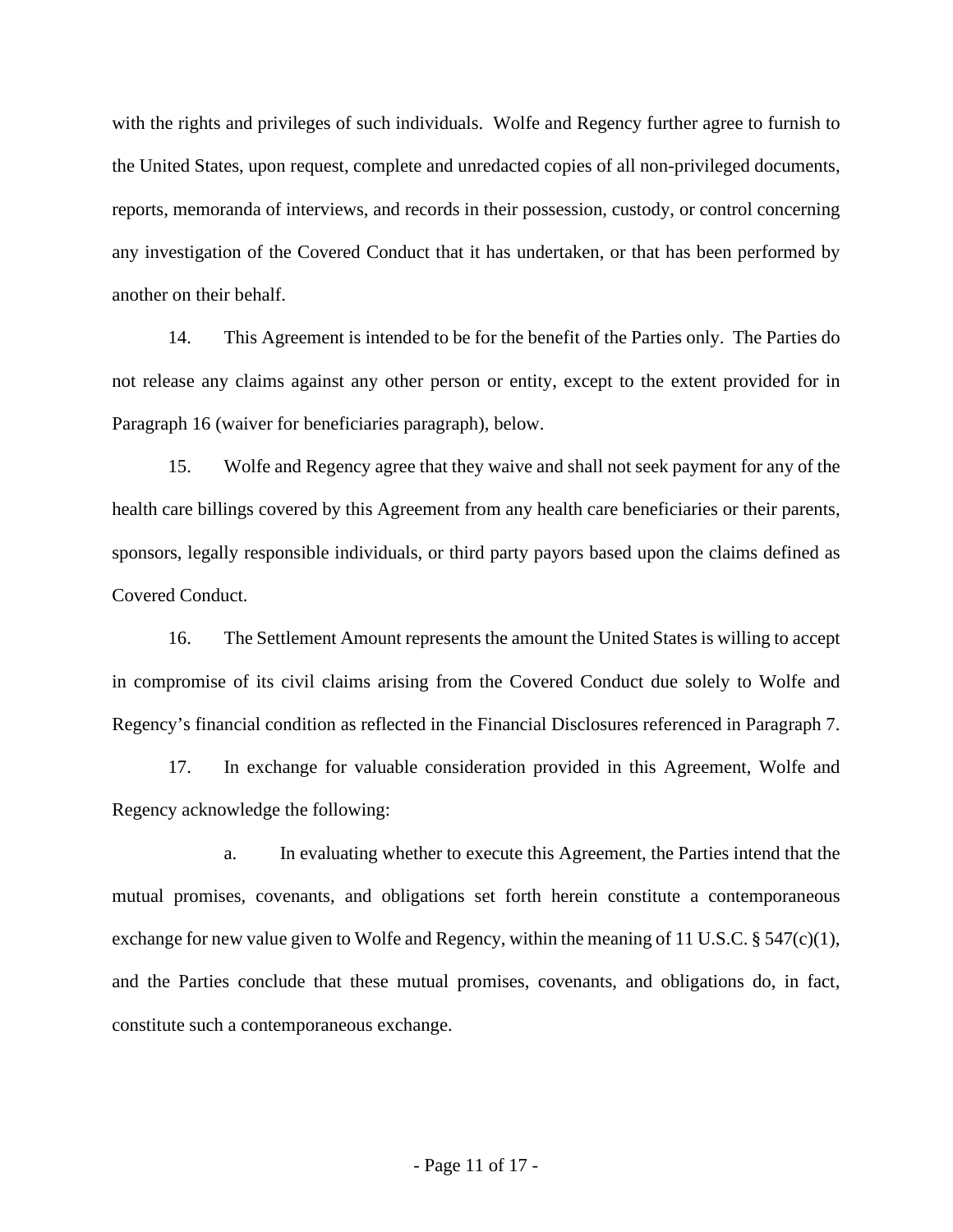with the rights and privileges of such individuals. Wolfe and Regency further agree to furnish to the United States, upon request, complete and unredacted copies of all non-privileged documents, reports, memoranda of interviews, and records in their possession, custody, or control concerning any investigation of the Covered Conduct that it has undertaken, or that has been performed by another on their behalf.

14. This Agreement is intended to be for the benefit of the Parties only. The Parties do not release any claims against any other person or entity, except to the extent provided for in Paragraph 16 (waiver for beneficiaries paragraph), below.

15. Wolfe and Regency agree that they waive and shall not seek payment for any of the health care billings covered by this Agreement from any health care beneficiaries or their parents, sponsors, legally responsible individuals, or third party payors based upon the claims defined as Covered Conduct.

16. The Settlement Amount represents the amount the United States is willing to accept in compromise of its civil claims arising from the Covered Conduct due solely to Wolfe and Regency's financial condition as reflected in the Financial Disclosures referenced in Paragraph 7.

17. In exchange for valuable consideration provided in this Agreement, Wolfe and Regency acknowledge the following:

a. In evaluating whether to execute this Agreement, the Parties intend that the mutual promises, covenants, and obligations set forth herein constitute a contemporaneous exchange for new value given to Wolfe and Regency, within the meaning of 11 U.S.C. § 547(c)(1), and the Parties conclude that these mutual promises, covenants, and obligations do, in fact, constitute such a contemporaneous exchange.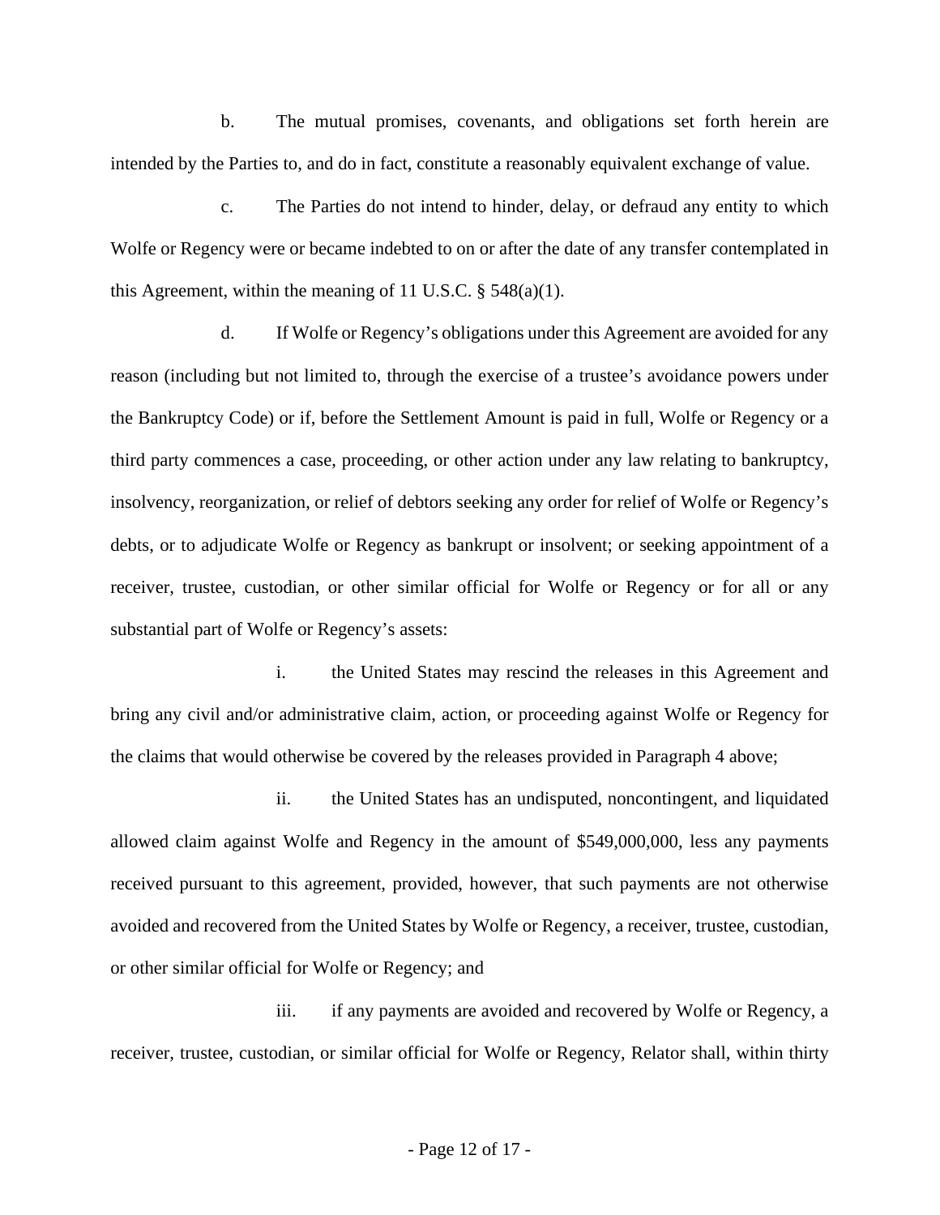b. The mutual promises, covenants, and obligations set forth herein are intended by the Parties to, and do in fact, constitute a reasonably equivalent exchange of value.

c. The Parties do not intend to hinder, delay, or defraud any entity to which Wolfe or Regency were or became indebted to on or after the date of any transfer contemplated in this Agreement, within the meaning of 11 U.S.C. § 548(a)(1).

d. If Wolfe or Regency's obligations under this Agreement are avoided for any reason (including but not limited to, through the exercise of a trustee's avoidance powers under the Bankruptcy Code) or if, before the Settlement Amount is paid in full, Wolfe or Regency or a third party commences a case, proceeding, or other action under any law relating to bankruptcy, insolvency, reorganization, or relief of debtors seeking any order for relief of Wolfe or Regency's debts, or to adjudicate Wolfe or Regency as bankrupt or insolvent; or seeking appointment of a receiver, trustee, custodian, or other similar official for Wolfe or Regency or for all or any substantial part of Wolfe or Regency's assets:

i. the United States may rescind the releases in this Agreement and bring any civil and/or administrative claim, action, or proceeding against Wolfe or Regency for the claims that would otherwise be covered by the releases provided in Paragraph 4 above;

ii. the United States has an undisputed, noncontingent, and liquidated allowed claim against Wolfe and Regency in the amount of $549,000,000, less any payments received pursuant to this agreement, provided, however, that such payments are not otherwise avoided and recovered from the United States by Wolfe or Regency, a receiver, trustee, custodian, or other similar official for Wolfe or Regency; and

iii. if any payments are avoided and recovered by Wolfe or Regency, a receiver, trustee, custodian, or similar official for Wolfe or Regency, Relator shall, within thirty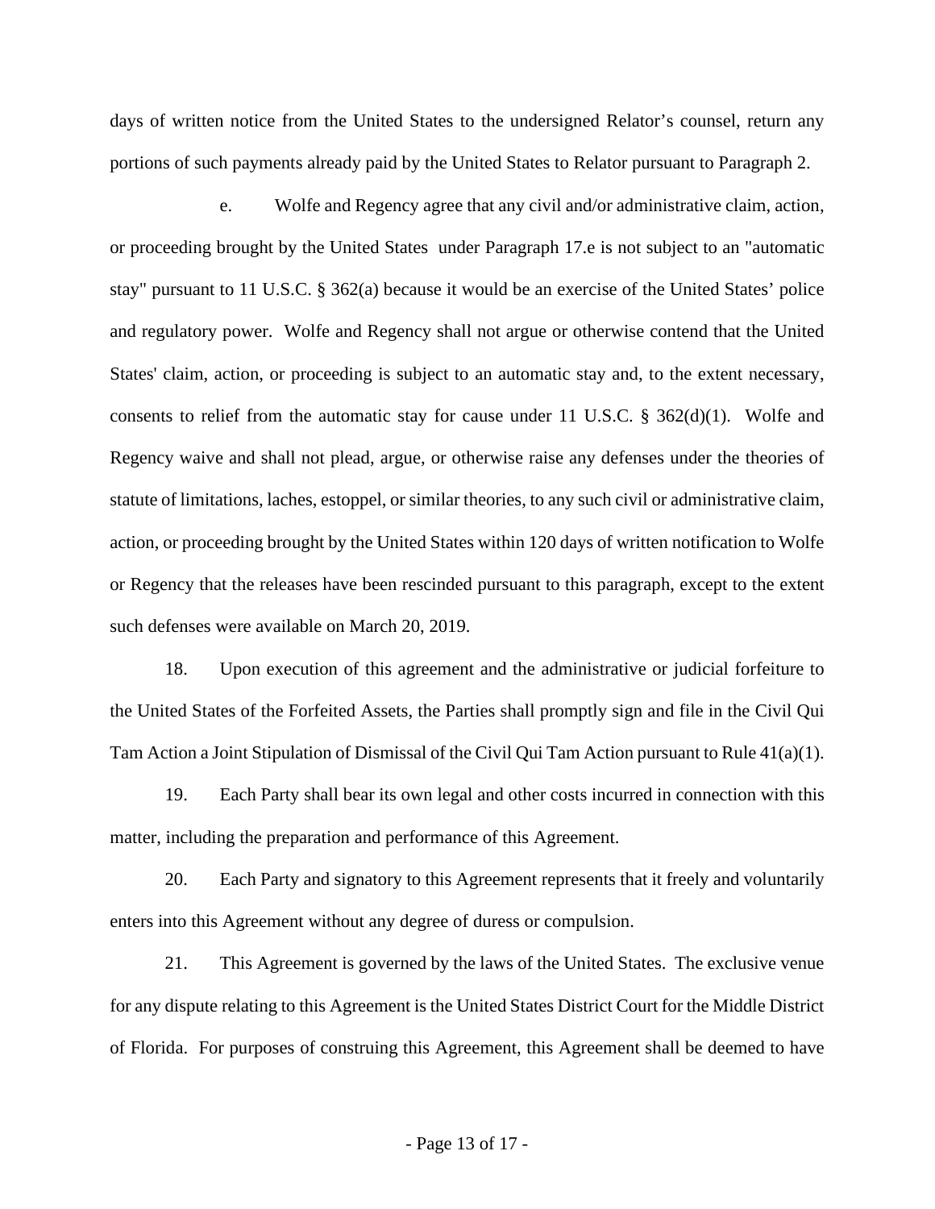days of written notice from the United States to the undersigned Relator's counsel, return any portions of such payments already paid by the United States to Relator pursuant to Paragraph 2.

e. Wolfe and Regency agree that any civil and/or administrative claim, action, or proceeding brought by the United States under Paragraph 17.e is not subject to an "automatic stay" pursuant to 11 U.S.C. § 362(a) because it would be an exercise of the United States' police and regulatory power. Wolfe and Regency shall not argue or otherwise contend that the United States' claim, action, or proceeding is subject to an automatic stay and, to the extent necessary, consents to relief from the automatic stay for cause under 11 U.S.C. § 362(d)(1). Wolfe and Regency waive and shall not plead, argue, or otherwise raise any defenses under the theories of statute of limitations, laches, estoppel, or similar theories, to any such civil or administrative claim, action, or proceeding brought by the United States within 120 days of written notification to Wolfe or Regency that the releases have been rescinded pursuant to this paragraph, except to the extent such defenses were available on March 20, 2019.

18. Upon execution of this agreement and the administrative or judicial forfeiture to the United States of the Forfeited Assets, the Parties shall promptly sign and file in the Civil Qui Tam Action a Joint Stipulation of Dismissal of the Civil Qui Tam Action pursuant to Rule 41(a)(1).

19. Each Party shall bear its own legal and other costs incurred in connection with this matter, including the preparation and performance of this Agreement.

20. Each Party and signatory to this Agreement represents that it freely and voluntarily enters into this Agreement without any degree of duress or compulsion.

21. This Agreement is governed by the laws of the United States. The exclusive venue for any dispute relating to this Agreement is the United States District Court for the Middle District of Florida. For purposes of construing this Agreement, this Agreement shall be deemed to have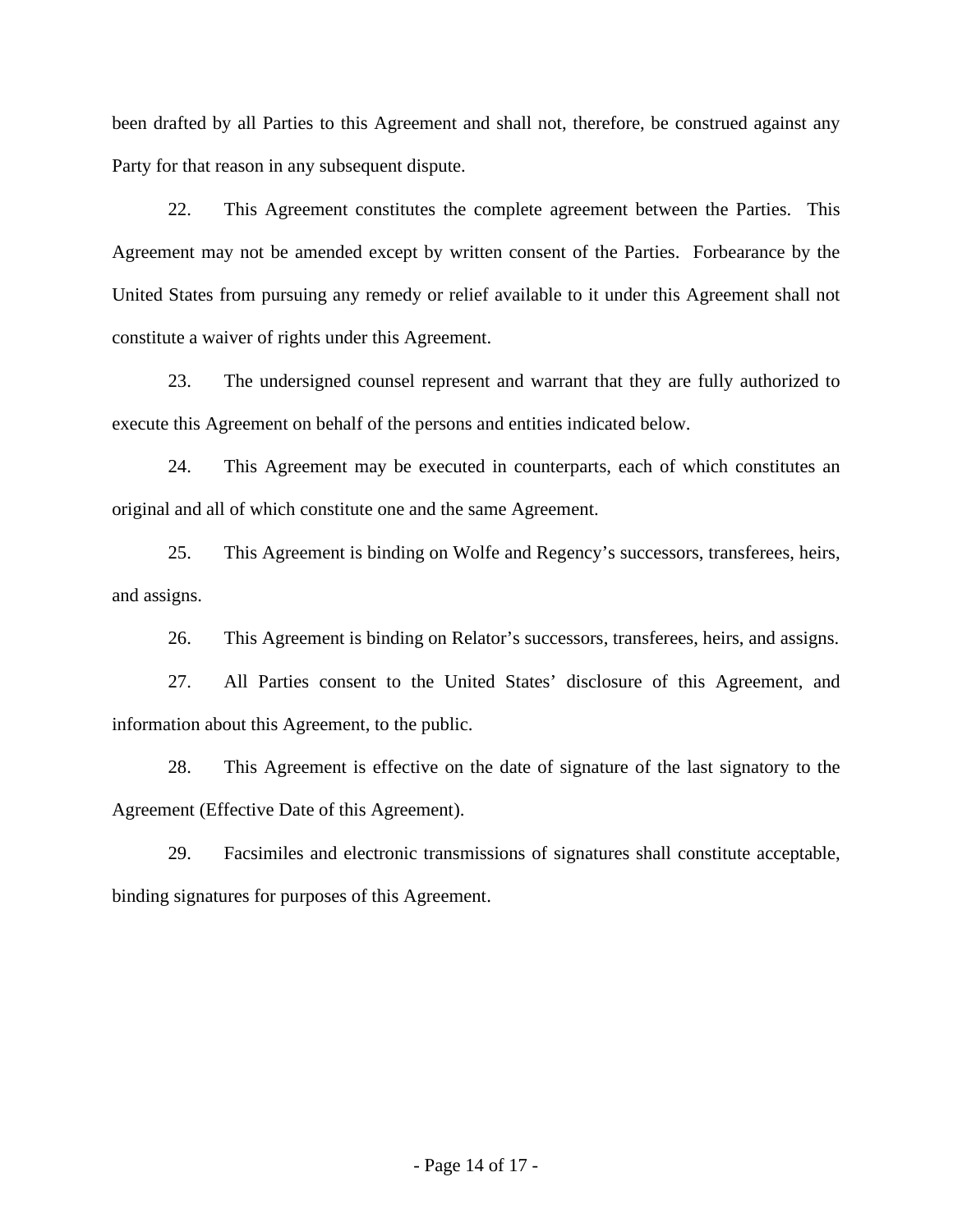been drafted by all Parties to this Agreement and shall not, therefore, be construed against any Party for that reason in any subsequent dispute.

22. This Agreement constitutes the complete agreement between the Parties. This Agreement may not be amended except by written consent of the Parties. Forbearance by the United States from pursuing any remedy or relief available to it under this Agreement shall not constitute a waiver of rights under this Agreement.

23. The undersigned counsel represent and warrant that they are fully authorized to execute this Agreement on behalf of the persons and entities indicated below.

24. This Agreement may be executed in counterparts, each of which constitutes an original and all of which constitute one and the same Agreement.

25. This Agreement is binding on Wolfe and Regency's successors, transferees, heirs, and assigns.

26. This Agreement is binding on Relator's successors, transferees, heirs, and assigns.

27. All Parties consent to the United States' disclosure of this Agreement, and information about this Agreement, to the public.

28. This Agreement is effective on the date of signature of the last signatory to the Agreement (Effective Date of this Agreement).

29. Facsimiles and electronic transmissions of signatures shall constitute acceptable, binding signatures for purposes of this Agreement.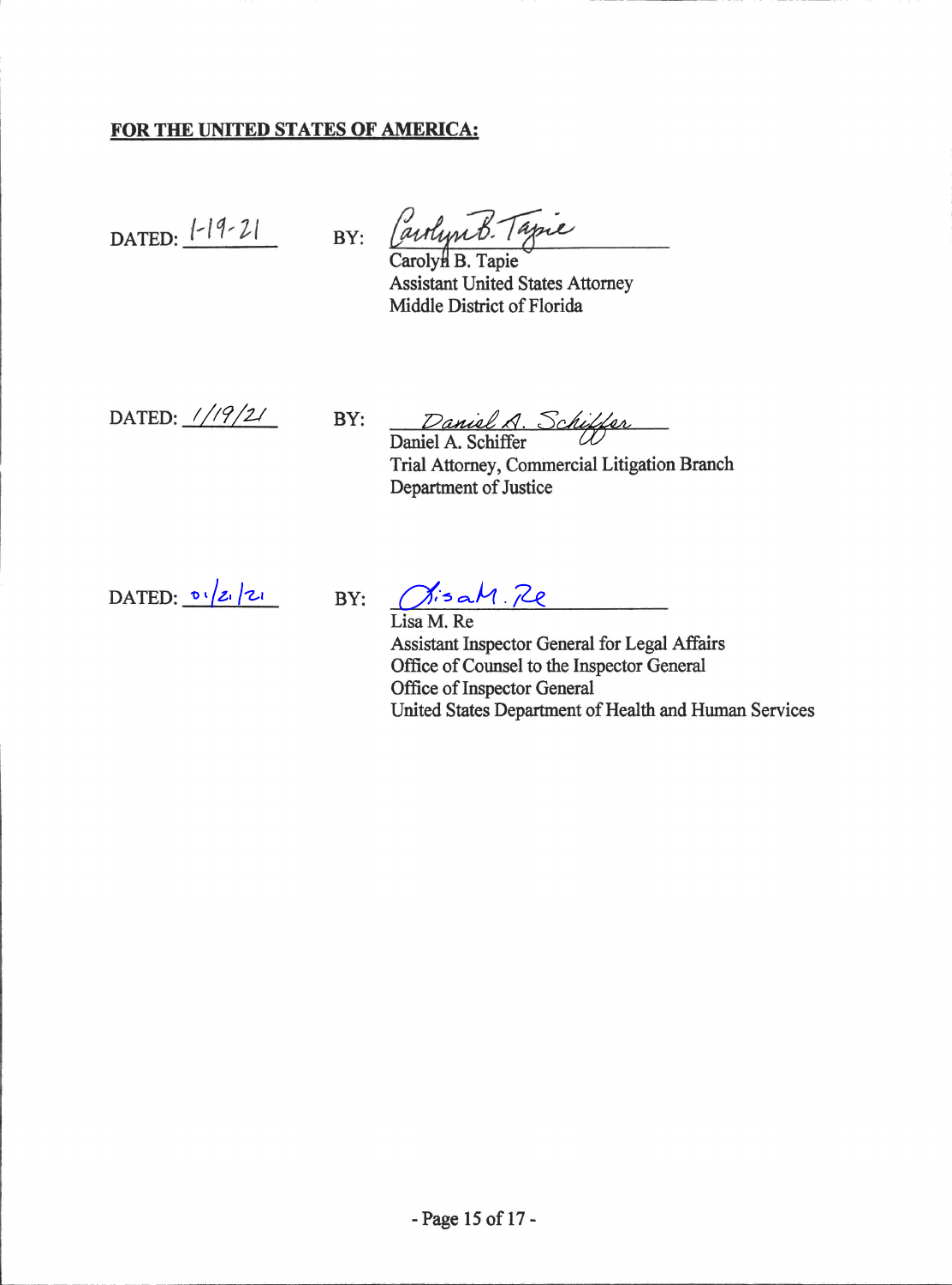**FOR THE UNITED STATES OF AMERICA:**

DATED: 1-19-21 BY: Carolyn B. Tapie
Carolyn B. Tapie
Assistant United States Attorney
Middle District of Florida

DATED: 1/19/21 BY: Daniel A. Schiffer
Daniel A. Schiffer
Trial Attorney, Commercial Litigation Branch
Department of Justice

DATED: 01/21/21 BY: Lisa M. Re
Lisa M. Re
Assistant Inspector General for Legal Affairs
Office of Counsel to the Inspector General
Office of Inspector General
United States Department of Health and Human Services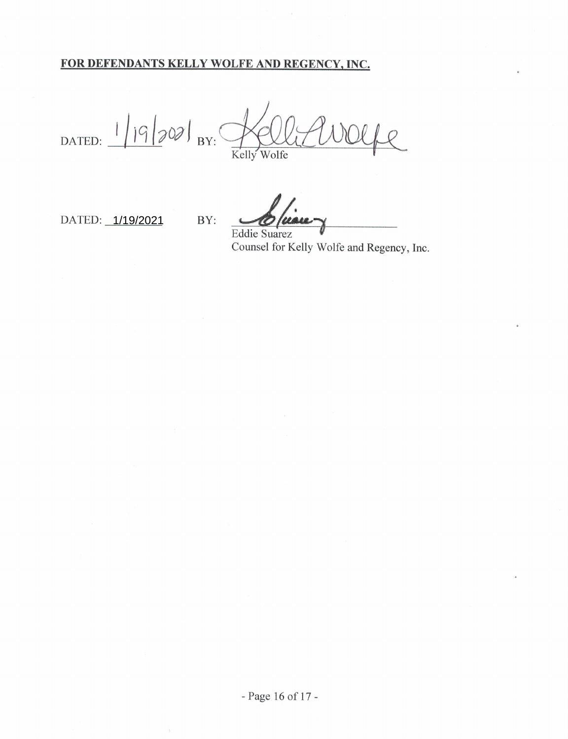**FOR DEFENDANTS KELLY WOLFE AND REGENCY, INC.**

DATED: 1/19/2021 BY: ______________________
Kelly Wolfe

DATED: 1/19/2021 BY: ______________________
Eddie Suarez
Counsel for Kelly Wolfe and Regency, Inc.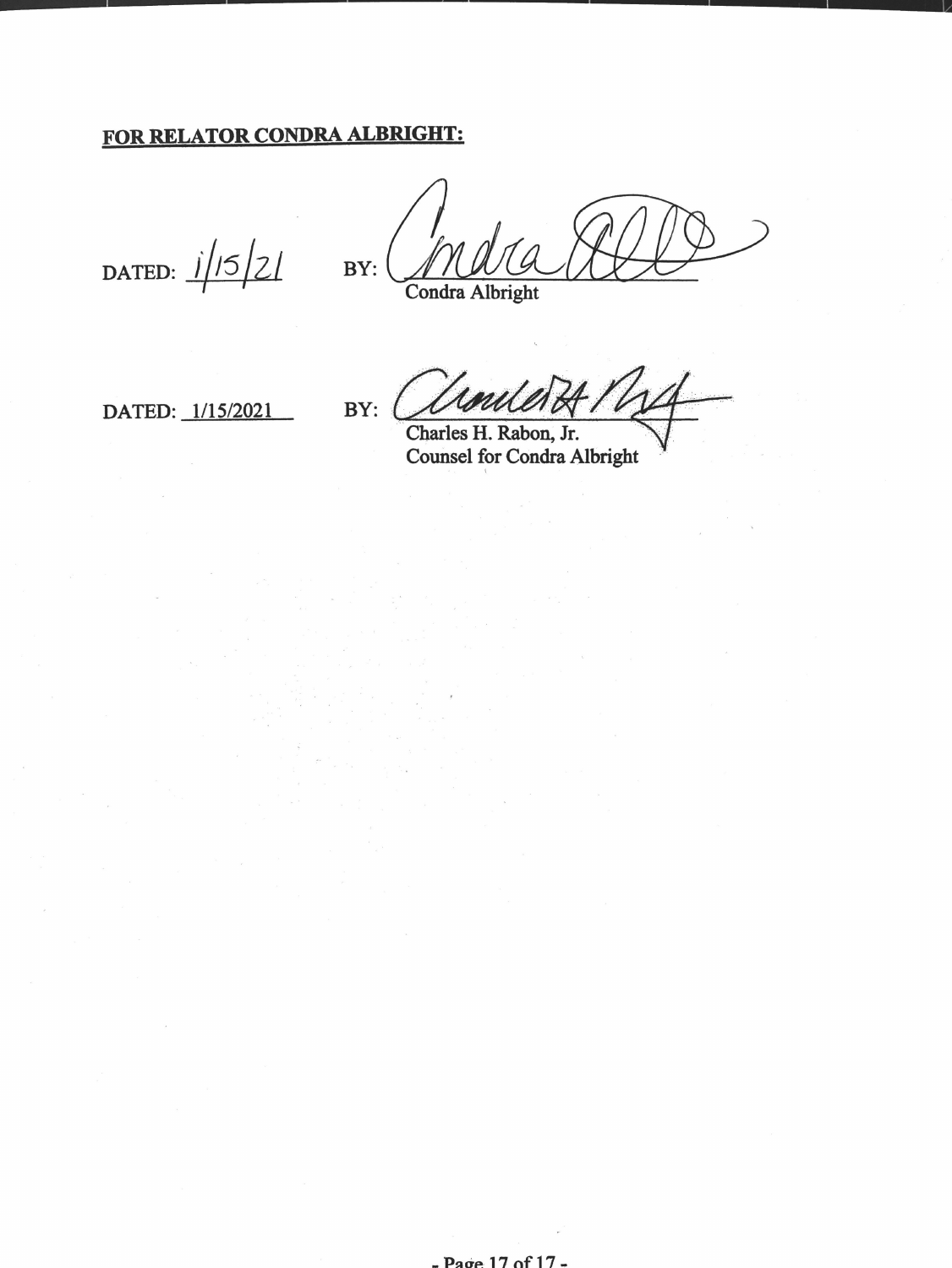**FOR RELATOR CONDRA ALBRIGHT:**

DATED: 1/15/21 BY: ______________________
Condra Albright

DATED: 1/15/2021 BY: ______________________
Charles H. Rabon, Jr.
Counsel for Condra Albright